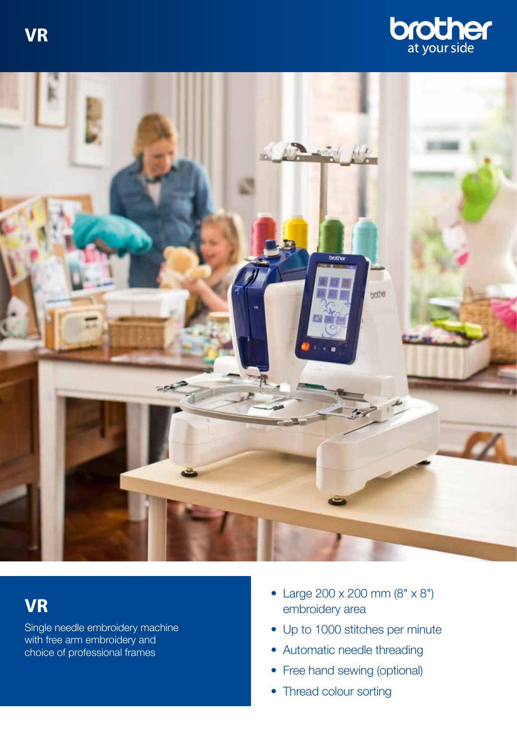# VR

brother
at your side

## VR

Single needle embroidery machine with free arm embroidery and choice of professional frames

- Large 200 x 200 mm (8" x 8") embroidery area
- Up to 1000 stitches per minute
- Automatic needle threading
- Free hand sewing (optional)
- Thread colour sorting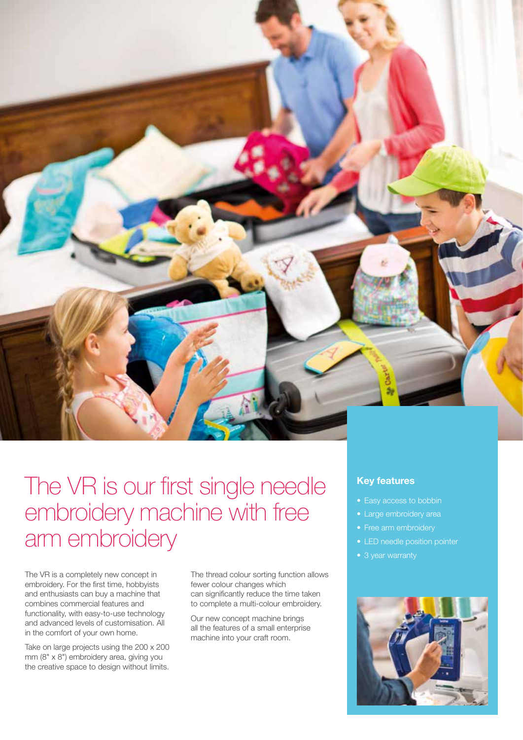# The VR is our first single needle embroidery machine with free arm embroidery

The VR is a completely new concept in embroidery. For the first time, hobbyists and enthusiasts can buy a machine that combines commercial features and functionality, with easy-to-use technology and advanced levels of customisation. All in the comfort of your own home.

Take on large projects using the 200 x 200 mm (8" x 8") embroidery area, giving you the creative space to design without limits.

The thread colour sorting function allows fewer colour changes which can significantly reduce the time taken to complete a multi-colour embroidery.

Our new concept machine brings all the features of a small enterprise machine into your craft room.

## Key features

- Easy access to bobbin
- Large embroidery area
- Free arm embroidery
- LED needle position pointer
- 3 year warranty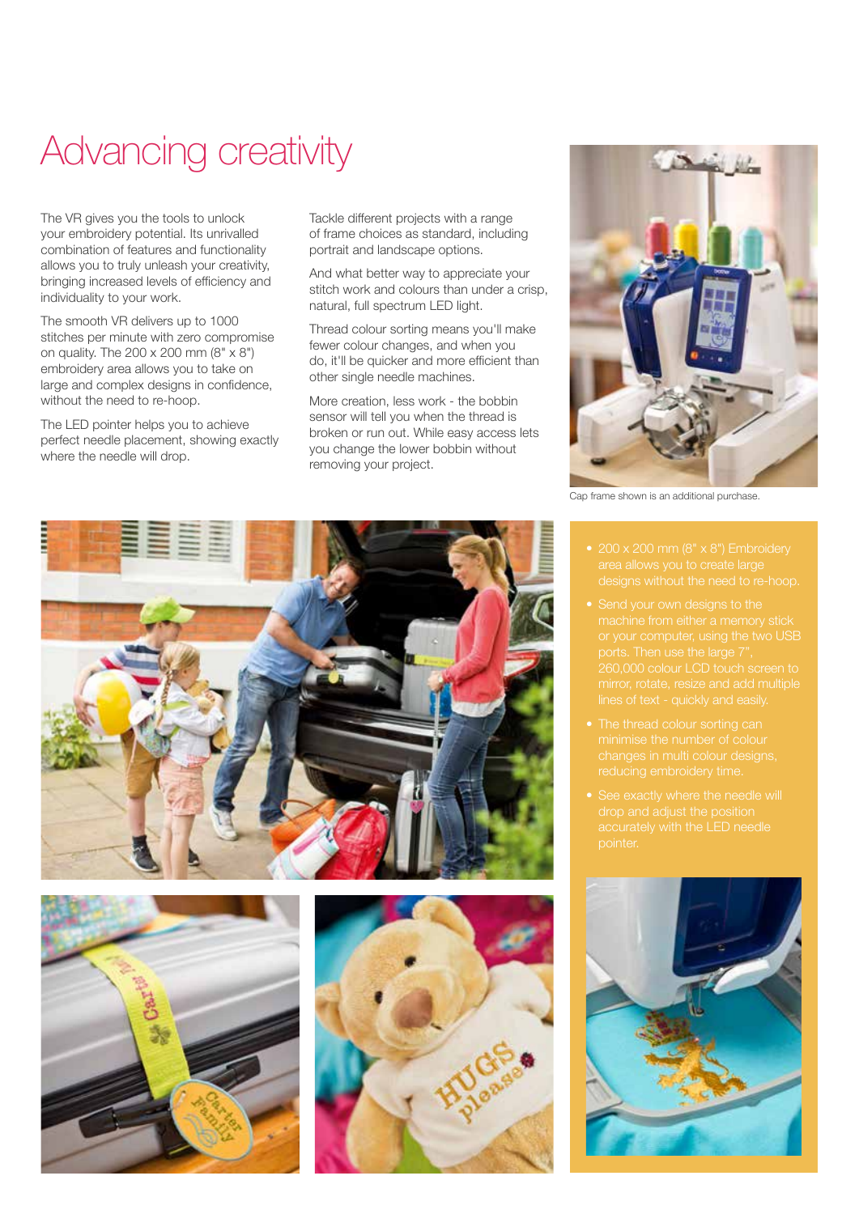# Advancing creativity

The VR gives you the tools to unlock your embroidery potential. Its unrivalled combination of features and functionality allows you to truly unleash your creativity, bringing increased levels of efficiency and individuality to your work.

The smooth VR delivers up to 1000 stitches per minute with zero compromise on quality. The 200 x 200 mm (8" x 8") embroidery area allows you to take on large and complex designs in confidence, without the need to re-hoop.

The LED pointer helps you to achieve perfect needle placement, showing exactly where the needle will drop.

Tackle different projects with a range of frame choices as standard, including portrait and landscape options.

And what better way to appreciate your stitch work and colours than under a crisp, natural, full spectrum LED light.

Thread colour sorting means you'll make fewer colour changes, and when you do, it'll be quicker and more efficient than other single needle machines.

More creation, less work - the bobbin sensor will tell you when the thread is broken or run out. While easy access lets you change the lower bobbin without removing your project.

Cap frame shown is an additional purchase.

- 200 x 200 mm (8" x 8") Embroidery area allows you to create large designs without the need to re-hoop.
- Send your own designs to the machine from either a memory stick or your computer, using the two USB ports. Then use the large 7", 260,000 colour LCD touch screen to mirror, rotate, resize and add multiple lines of text - quickly and easily.
- The thread colour sorting can minimise the number of colour changes in multi colour designs, reducing embroidery time.
- See exactly where the needle will drop and adjust the position accurately with the LED needle pointer.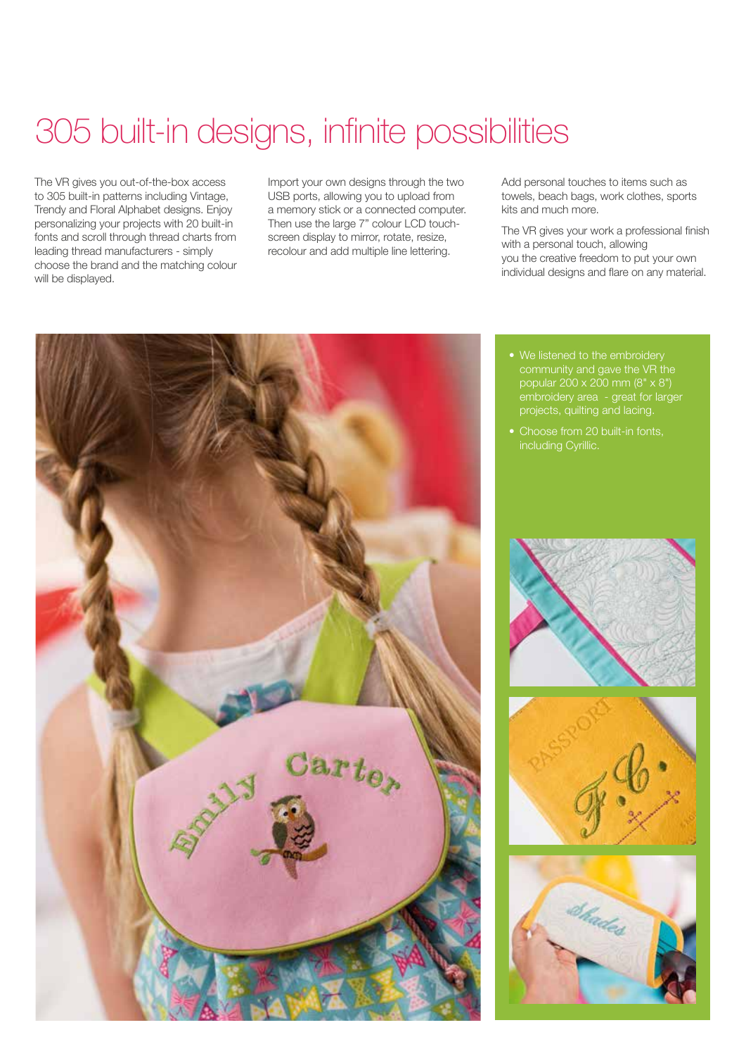# 305 built-in designs, infinite possibilities

The VR gives you out-of-the-box access to 305 built-in patterns including Vintage, Trendy and Floral Alphabet designs. Enjoy personalizing your projects with 20 built-in fonts and scroll through thread charts from leading thread manufacturers - simply choose the brand and the matching colour will be displayed.

Import your own designs through the two USB ports, allowing you to upload from a memory stick or a connected computer. Then use the large 7" colour LCD touch-screen display to mirror, rotate, resize, recolour and add multiple line lettering.

Add personal touches to items such as towels, beach bags, work clothes, sports kits and much more.

The VR gives your work a professional finish with a personal touch, allowing you the creative freedom to put your own individual designs and flare on any material.

- We listened to the embroidery community and gave the VR the popular 200 x 200 mm (8" x 8") embroidery area - great for larger projects, quilting and lacing.
- Choose from 20 built-in fonts, including Cyrillic.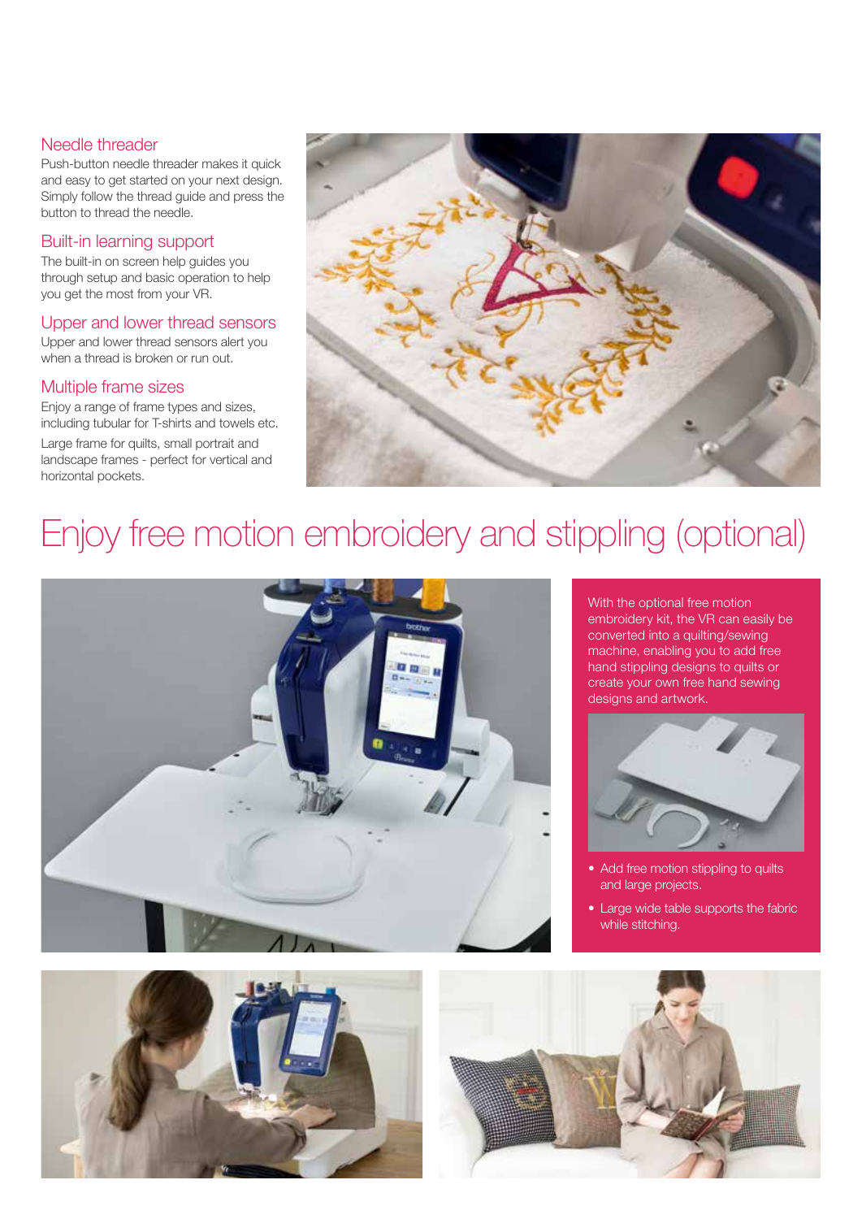### Needle threader

Push-button needle threader makes it quick and easy to get started on your next design. Simply follow the thread guide and press the button to thread the needle.

### Built-in learning support

The built-in on screen help guides you through setup and basic operation to help you get the most from your VR.

### Upper and lower thread sensors

Upper and lower thread sensors alert you when a thread is broken or run out.

### Multiple frame sizes

Enjoy a range of frame types and sizes, including tubular for T-shirts and towels etc.

Large frame for quilts, small portrait and landscape frames - perfect for vertical and horizontal pockets.

# Enjoy free motion embroidery and stippling (optional)

With the optional free motion embroidery kit, the VR can easily be converted into a quilting/sewing machine, enabling you to add free hand stippling designs to quilts or create your own free hand sewing designs and artwork.

- Add free motion stippling to quilts and large projects.
- Large wide table supports the fabric while stitching.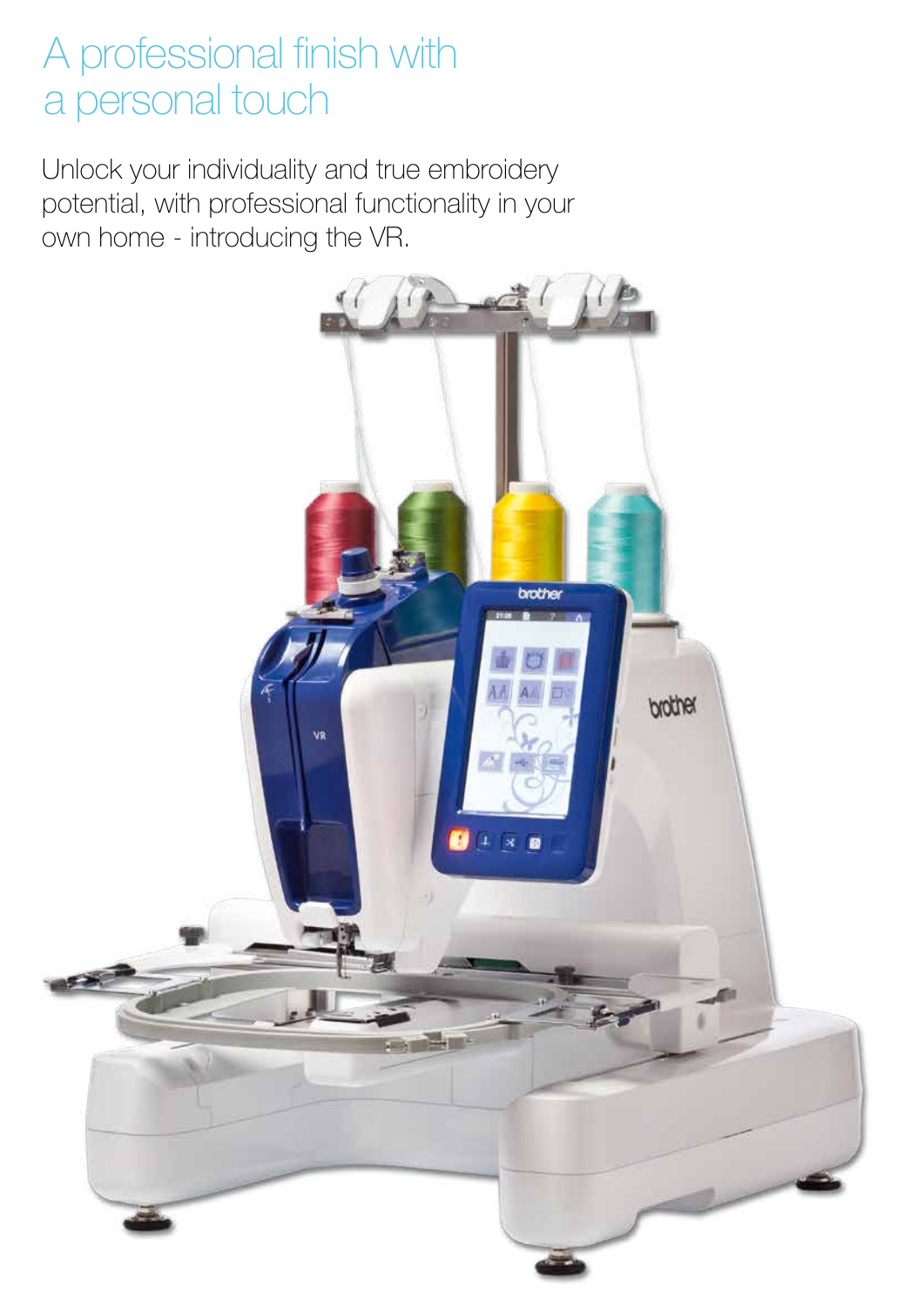# A professional finish with a personal touch

Unlock your individuality and true embroidery potential, with professional functionality in your own home - introducing the VR.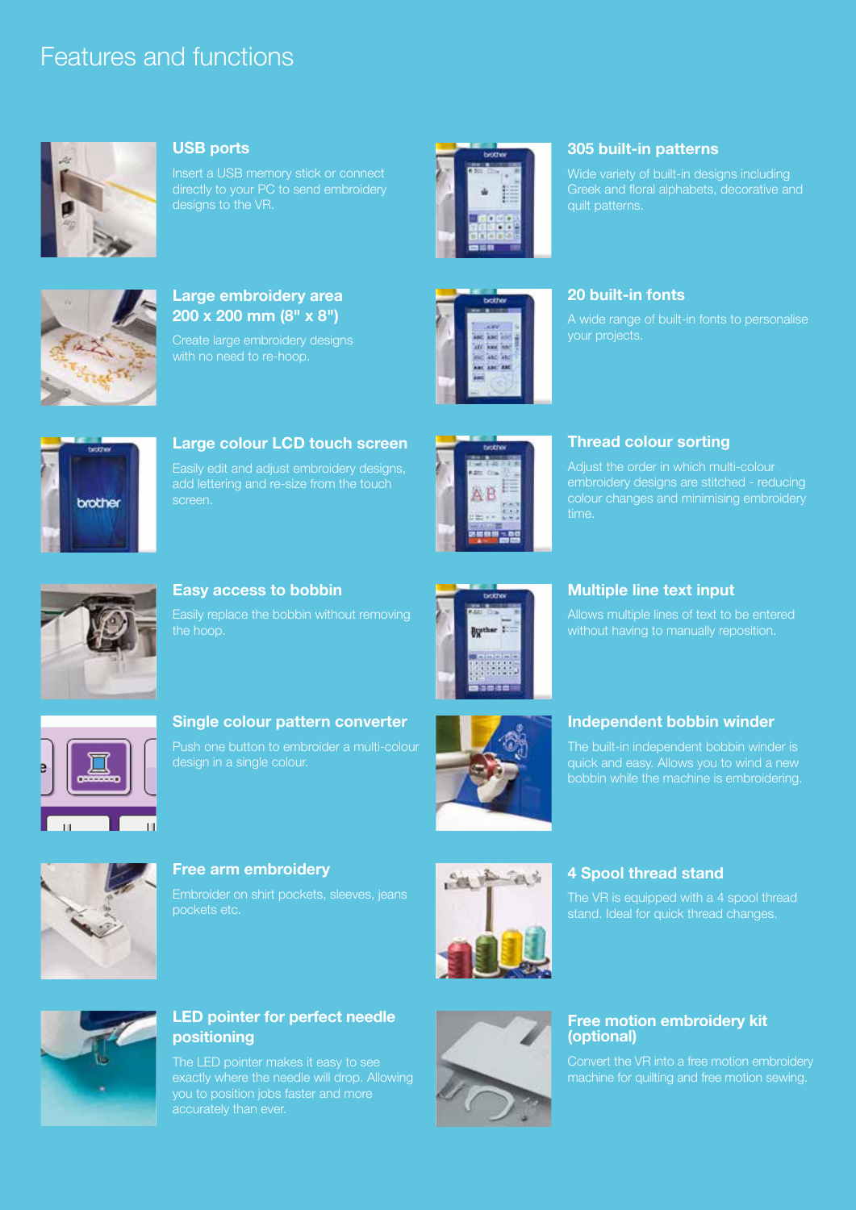# Features and functions

### USB ports

Insert a USB memory stick or connect directly to your PC to send embroidery designs to the VR.

### Large embroidery area 200 x 200 mm (8" x 8")

Create large embroidery designs with no need to re-hoop.

### Large colour LCD touch screen

Easily edit and adjust embroidery designs, add lettering and re-size from the touch screen.

### Easy access to bobbin

Easily replace the bobbin without removing the hoop.

### Single colour pattern converter

Push one button to embroider a multi-colour design in a single colour.

### Free arm embroidery

Embroider on shirt pockets, sleeves, jeans pockets etc.

### LED pointer for perfect needle positioning

The LED pointer makes it easy to see exactly where the needle will drop. Allowing you to position jobs faster and more accurately than ever.

### 305 built-in patterns

Wide variety of built-in designs including Greek and floral alphabets, decorative and quilt patterns.

### 20 built-in fonts

A wide range of built-in fonts to personalise your projects.

### Thread colour sorting

Adjust the order in which multi-colour embroidery designs are stitched - reducing colour changes and minimising embroidery time.

### Multiple line text input

Allows multiple lines of text to be entered without having to manually reposition.

### Independent bobbin winder

The built-in independent bobbin winder is quick and easy. Allows you to wind a new bobbin while the machine is embroidering.

### 4 Spool thread stand

The VR is equipped with a 4 spool thread stand. Ideal for quick thread changes.

### Free motion embroidery kit (optional)

Convert the VR into a free motion embroidery machine for quilting and free motion sewing.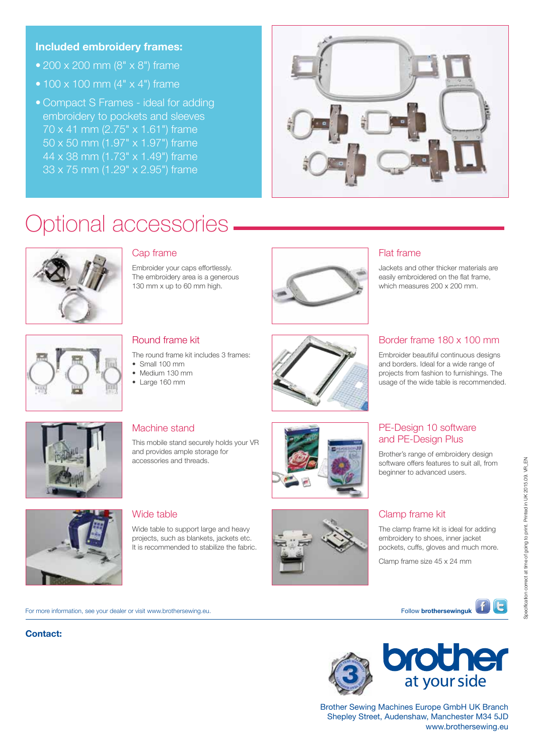### Included embroidery frames:

- 200 x 200 mm (8" x 8") frame
- 100 x 100 mm (4" x 4") frame
- Compact S Frames - ideal for adding embroidery to pockets and sleeves
  70 x 41 mm (2.75" x 1.61") frame
  50 x 50 mm (1.97" x 1.97") frame
  44 x 38 mm (1.73" x 1.49") frame
  33 x 75 mm (1.29" x 2.95") frame

# Optional accessories

### Cap frame

Embroider your caps effortlessly. The embroidery area is a generous 130 mm x up to 60 mm high.

### Flat frame

Jackets and other thicker materials are easily embroidered on the flat frame, which measures 200 x 200 mm.

### Round frame kit

The round frame kit includes 3 frames:

- Small 100 mm
- Medium 130 mm
- Large 160 mm

### Border frame 180 x 100 mm

Embroider beautiful continuous designs and borders. Ideal for a wide range of projects from fashion to furnishings. The usage of the wide table is recommended.

### Machine stand

This mobile stand securely holds your VR and provides ample storage for accessories and threads.

### PE-Design 10 software and PE-Design Plus

Brother's range of embroidery design software offers features to suit all, from beginner to advanced users.

### Wide table

Wide table to support large and heavy projects, such as blankets, jackets etc. It is recommended to stabilize the fabric.

### Clamp frame kit

The clamp frame kit is ideal for adding embroidery to shoes, inner jacket pockets, cuffs, gloves and much more.

Clamp frame size 45 x 24 mm

For more information, see your dealer or visit www.brothersewing.eu.

Follow **brothersewinguk**

Specification correct at time of going to print. Printed in UK 2015.09. VR_EN

**Contact:**

brother
at your side

Brother Sewing Machines Europe GmbH UK Branch
Shepley Street, Audenshaw, Manchester M34 5JD
www.brothersewing.eu